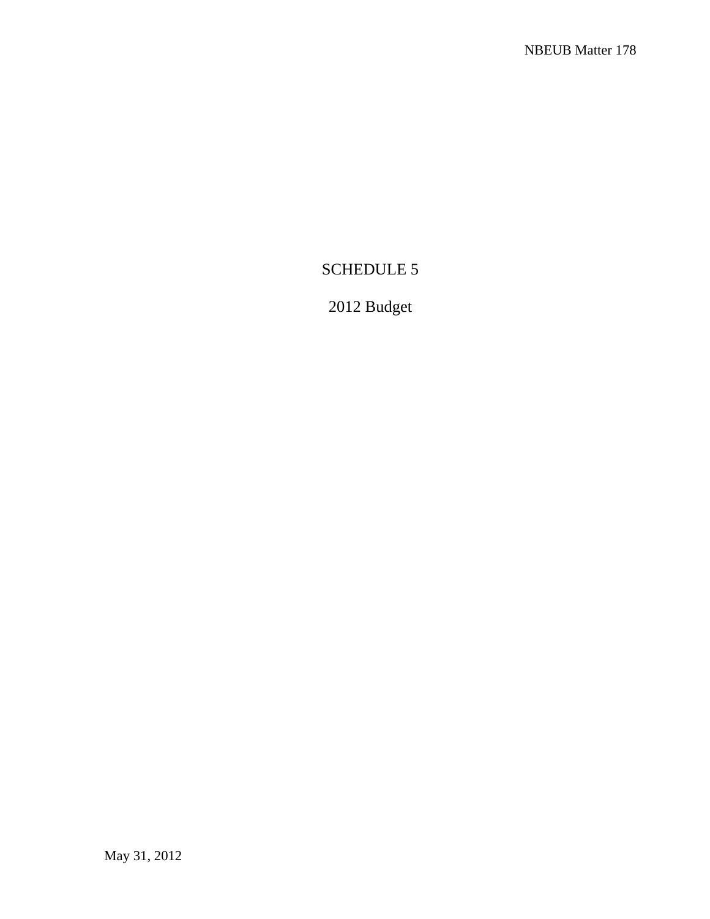# SCHEDULE 5

## 2012 Budget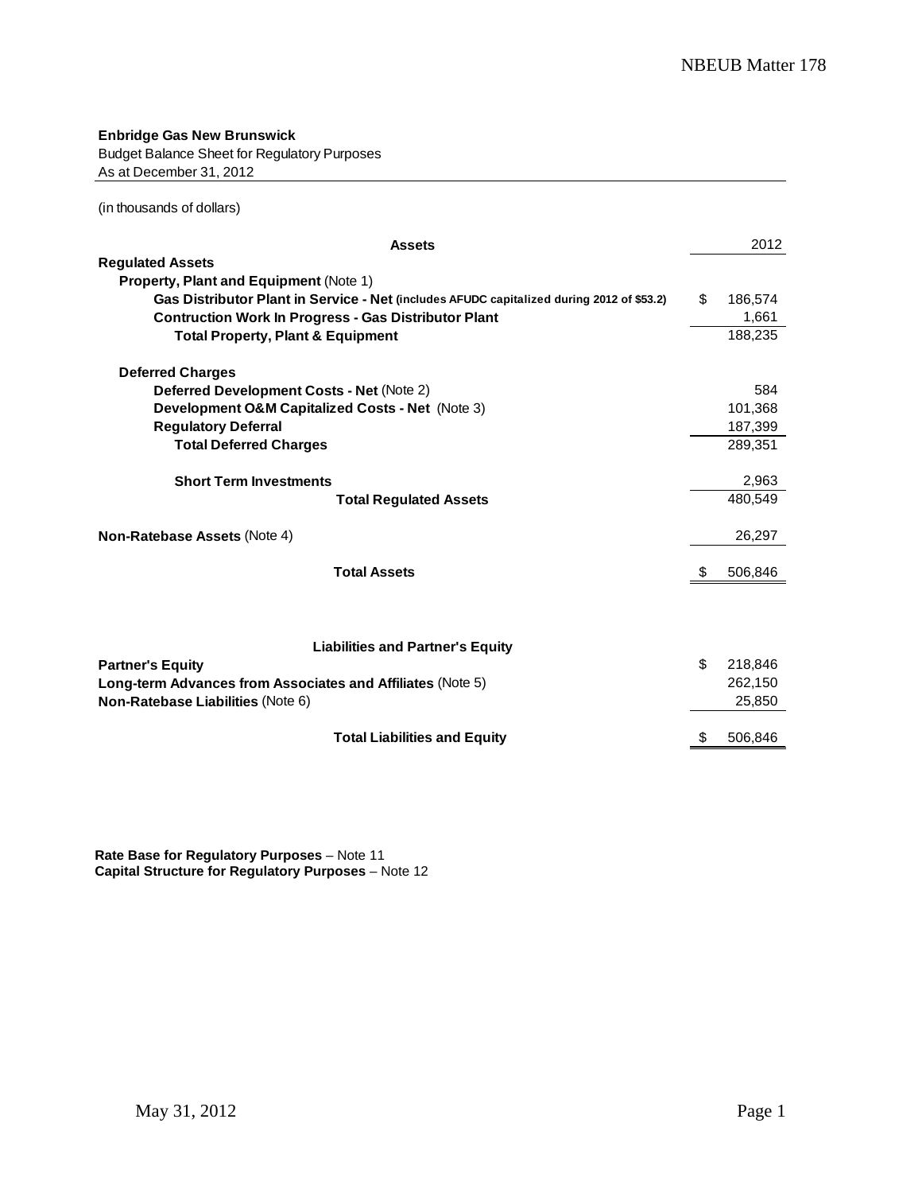**Enbridge Gas New Brunswick**
Budget Balance Sheet for Regulatory Purposes
As at December 31, 2012

(in thousands of dollars)

| **Assets** | | 2012 |
|---|---|---|
| **Regulated Assets** | | |
| **Property, Plant and Equipment** (Note 1) | | |
| **Gas Distributor Plant in Service - Net** (includes AFUDC capitalized during 2012 of $53.2) | $ | 186,574 |
| **Contruction Work In Progress - Gas Distributor Plant** | | 1,661 |
| **Total Property, Plant & Equipment** | | 188,235 |
| **Deferred Charges** | | |
| **Deferred Development Costs - Net** (Note 2) | | 584 |
| **Development O&M Capitalized Costs - Net** (Note 3) | | 101,368 |
| **Regulatory Deferral** | | 187,399 |
| **Total Deferred Charges** | | 289,351 |
| **Short Term Investments** | | 2,963 |
| **Total Regulated Assets** | | 480,549 |
| **Non-Ratebase Assets** (Note 4) | | 26,297 |
| **Total Assets** | $ | 506,846 |

| **Liabilities and Partner's Equity** | | |
|---|---|---|
| **Partner's Equity** | $ | 218,846 |
| **Long-term Advances from Associates and Affiliates** (Note 5) | | 262,150 |
| **Non-Ratebase Liabilities** (Note 6) | | 25,850 |
| **Total Liabilities and Equity** | $ | 506,846 |

**Rate Base for Regulatory Purposes** – Note 11
**Capital Structure for Regulatory Purposes** – Note 12

May 31, 2012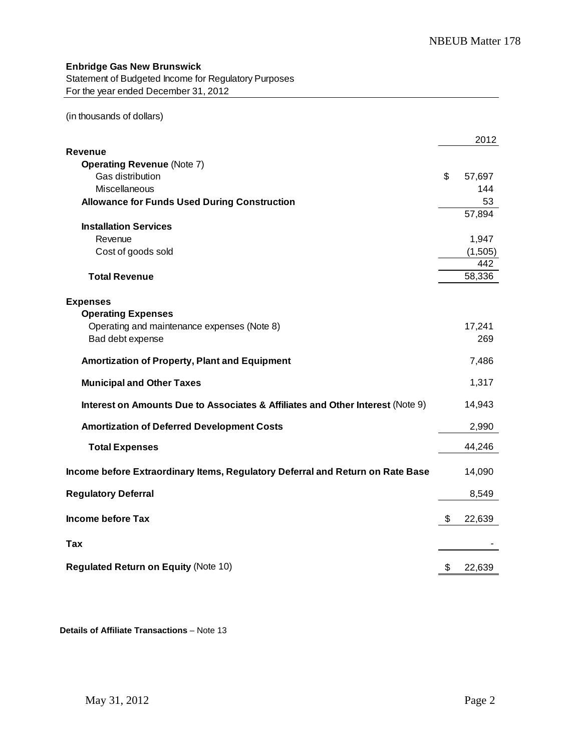**Enbridge Gas New Brunswick**

Statement of Budgeted Income for Regulatory Purposes

For the year ended December 31, 2012

(in thousands of dollars)

| | 2012 |
|---|---|
| **Revenue** | |
| **Operating Revenue** (Note 7) | |
| Gas distribution | $ 57,697 |
| Miscellaneous | 144 |
| **Allowance for Funds Used During Construction** | 53 |
| | 57,894 |
| **Installation Services** | |
| Revenue | 1,947 |
| Cost of goods sold | (1,505) |
| | 442 |
| **Total Revenue** | 58,336 |
| **Expenses** | |
| **Operating Expenses** | |
| Operating and maintenance expenses (Note 8) | 17,241 |
| Bad debt expense | 269 |
| **Amortization of Property, Plant and Equipment** | 7,486 |
| **Municipal and Other Taxes** | 1,317 |
| **Interest on Amounts Due to Associates & Affiliates and Other Interest** (Note 9) | 14,943 |
| **Amortization of Deferred Development Costs** | 2,990 |
| **Total Expenses** | 44,246 |
| **Income before Extraordinary Items, Regulatory Deferral and Return on Rate Base** | 14,090 |
| **Regulatory Deferral** | 8,549 |
| **Income before Tax** | $ 22,639 |
| **Tax** | - |
| **Regulated Return on Equity** (Note 10) | $ 22,639 |

**Details of Affiliate Transactions** – Note 13

May 31, 2012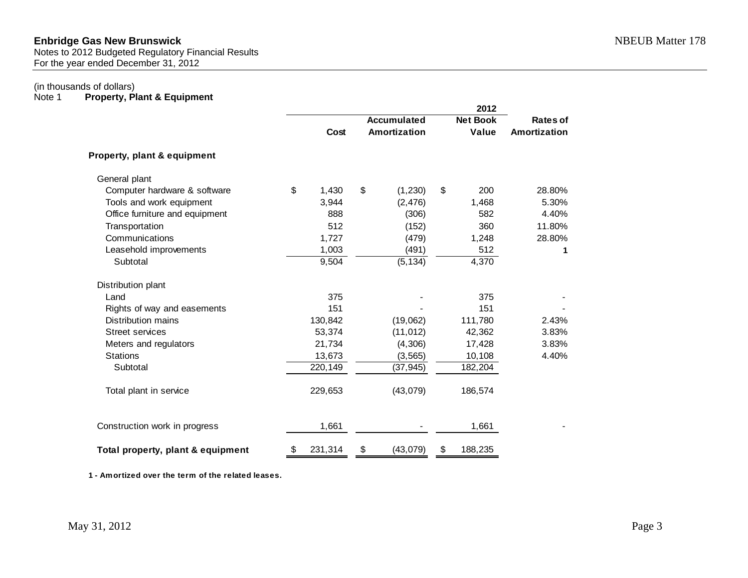**Enbridge Gas New Brunswick**
Notes to 2012 Budgeted Regulatory Financial Results
For the year ended December 31, 2012

NBEUB Matter 178

(in thousands of dollars)

## Note 1 Property, Plant & Equipment

| | 2012 | | | |
|---|---|---|---|---|
| | Cost | Accumulated Amortization | Net Book Value | Rates of Amortization |
| **Property, plant & equipment** | | | | |
| General plant | | | | |
| Computer hardware & software | $ 1,430 | $ (1,230) | $ 200 | 28.80% |
| Tools and work equipment | 3,944 | (2,476) | 1,468 | 5.30% |
| Office furniture and equipment | 888 | (306) | 582 | 4.40% |
| Transportation | 512 | (152) | 360 | 11.80% |
| Communications | 1,727 | (479) | 1,248 | 28.80% |
| Leasehold improvements | 1,003 | (491) | 512 | **1** |
| Subtotal | 9,504 | (5,134) | 4,370 | |
| Distribution plant | | | | |
| Land | 375 | - | 375 | - |
| Rights of way and easements | 151 | - | 151 | - |
| Distribution mains | 130,842 | (19,062) | 111,780 | 2.43% |
| Street services | 53,374 | (11,012) | 42,362 | 3.83% |
| Meters and regulators | 21,734 | (4,306) | 17,428 | 3.83% |
| Stations | 13,673 | (3,565) | 10,108 | 4.40% |
| Subtotal | 220,149 | (37,945) | 182,204 | |
| Total plant in service | 229,653 | (43,079) | 186,574 | |
| Construction work in progress | 1,661 | - | 1,661 | - |
| **Total property, plant & equipment** | $ 231,314 | $ (43,079) | $ 188,235 | |

**1 - Amortized over the term of the related leases.**

May 31, 2012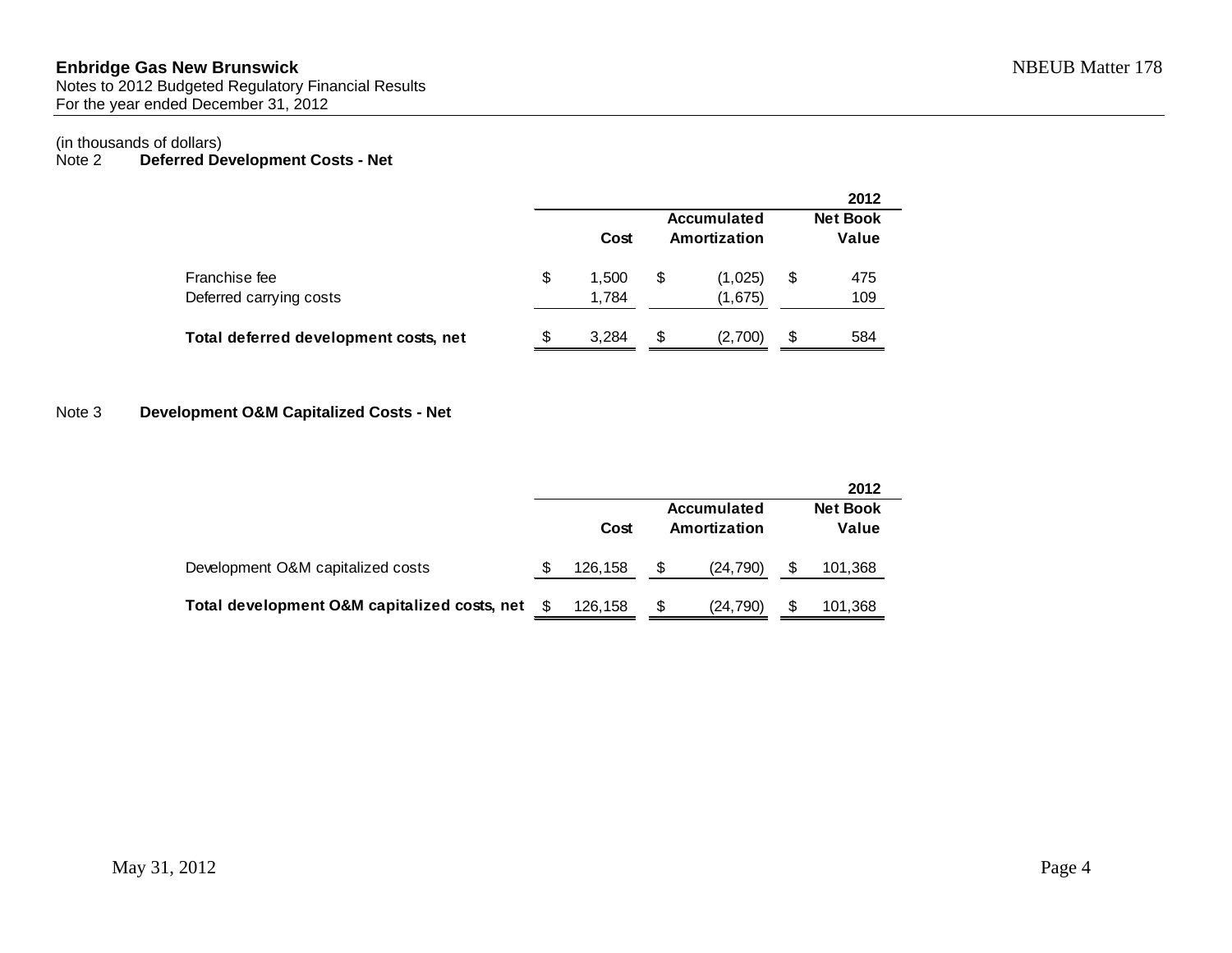**Enbridge Gas New Brunswick**
Notes to 2012 Budgeted Regulatory Financial Results
For the year ended December 31, 2012

NBEUB Matter 178

(in thousands of dollars)

## Note 2 Deferred Development Costs - Net

| | | | 2012 |
|---|---|---|---|
| | Cost | Accumulated Amortization | Net Book Value |
| Franchise fee | $ 1,500 | $ (1,025) | $ 475 |
| Deferred carrying costs | 1,784 | (1,675) | 109 |
| **Total deferred development costs, net** | $ 3,284 | $ (2,700) | $ 584 |

## Note 3 Development O&M Capitalized Costs - Net

| | | | 2012 |
|---|---|---|---|
| | Cost | Accumulated Amortization | Net Book Value |
| Development O&M capitalized costs | $ 126,158 | $ (24,790) | $ 101,368 |
| **Total development O&M capitalized costs, net** | $ 126,158 | $ (24,790) | $ 101,368 |

May 31, 2012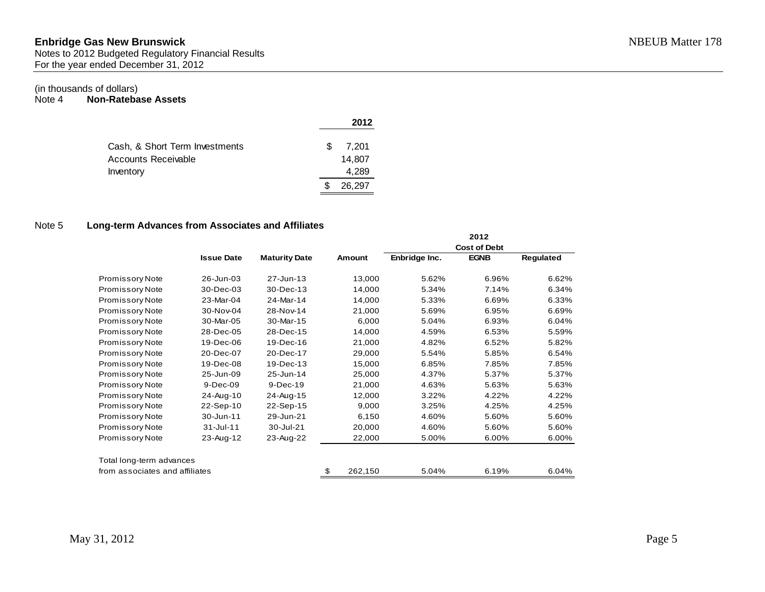**Enbridge Gas New Brunswick**
Notes to 2012 Budgeted Regulatory Financial Results
For the year ended December 31, 2012

NBEUB Matter 178

(in thousands of dollars)

### Note 4 Non-Ratebase Assets

| | 2012 |
|---|---|
| Cash, & Short Term Investments | $ 7,201 |
| Accounts Receivable | 14,807 |
| Inventory | 4,289 |
| | $ 26,297 |

### Note 5 Long-term Advances from Associates and Affiliates

| | Issue Date | Maturity Date | Amount | 2012 Cost of Debt | | |
|---|---|---|---|---|---|---|
| | | | | Enbridge Inc. | EGNB | Regulated |
| Promissory Note | 26-Jun-03 | 27-Jun-13 | 13,000 | 5.62% | 6.96% | 6.62% |
| Promissory Note | 30-Dec-03 | 30-Dec-13 | 14,000 | 5.34% | 7.14% | 6.34% |
| Promissory Note | 23-Mar-04 | 24-Mar-14 | 14,000 | 5.33% | 6.69% | 6.33% |
| Promissory Note | 30-Nov-04 | 28-Nov-14 | 21,000 | 5.69% | 6.95% | 6.69% |
| Promissory Note | 30-Mar-05 | 30-Mar-15 | 6,000 | 5.04% | 6.93% | 6.04% |
| Promissory Note | 28-Dec-05 | 28-Dec-15 | 14,000 | 4.59% | 6.53% | 5.59% |
| Promissory Note | 19-Dec-06 | 19-Dec-16 | 21,000 | 4.82% | 6.52% | 5.82% |
| Promissory Note | 20-Dec-07 | 20-Dec-17 | 29,000 | 5.54% | 5.85% | 6.54% |
| Promissory Note | 19-Dec-08 | 19-Dec-13 | 15,000 | 6.85% | 7.85% | 7.85% |
| Promissory Note | 25-Jun-09 | 25-Jun-14 | 25,000 | 4.37% | 5.37% | 5.37% |
| Promissory Note | 9-Dec-09 | 9-Dec-19 | 21,000 | 4.63% | 5.63% | 5.63% |
| Promissory Note | 24-Aug-10 | 24-Aug-15 | 12,000 | 3.22% | 4.22% | 4.22% |
| Promissory Note | 22-Sep-10 | 22-Sep-15 | 9,000 | 3.25% | 4.25% | 4.25% |
| Promissory Note | 30-Jun-11 | 29-Jun-21 | 6,150 | 4.60% | 5.60% | 5.60% |
| Promissory Note | 31-Jul-11 | 30-Jul-21 | 20,000 | 4.60% | 5.60% | 5.60% |
| Promissory Note | 23-Aug-12 | 23-Aug-22 | 22,000 | 5.00% | 6.00% | 6.00% |
| Total long-term advances from associates and affiliates | | | $ 262,150 | 5.04% | 6.19% | 6.04% |

May 31, 2012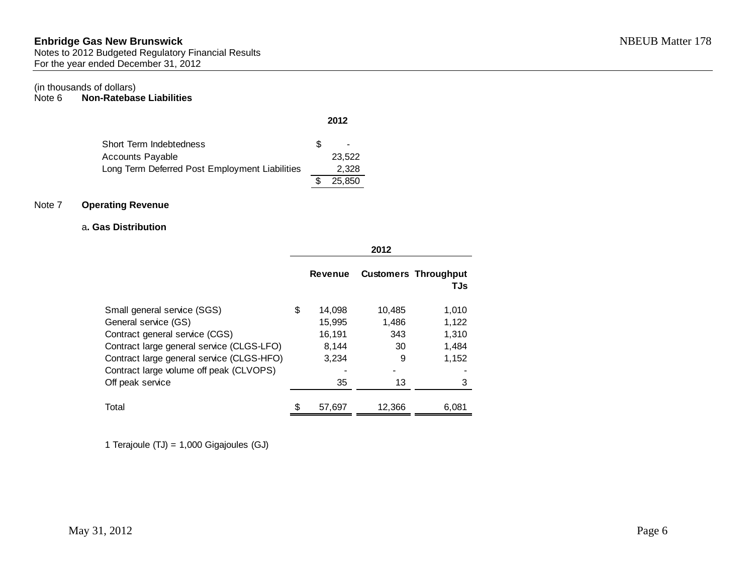**Enbridge Gas New Brunswick** NBEUB Matter 178
Notes to 2012 Budgeted Regulatory Financial Results
For the year ended December 31, 2012

(in thousands of dollars)

## Note 6 Non-Ratebase Liabilities

| | 2012 |
|---|---|
| Short Term Indebtedness | $ - |
| Accounts Payable | 23,522 |
| Long Term Deferred Post Employment Liabilities | 2,328 |
| | $ 25,850 |

## Note 7 Operating Revenue

### a. Gas Distribution

| | 2012 | | |
|---|---|---|---|
| | Revenue | Customers | Throughput TJs |
| Small general service (SGS) | $ 14,098 | 10,485 | 1,010 |
| General service (GS) | 15,995 | 1,486 | 1,122 |
| Contract general service (CGS) | 16,191 | 343 | 1,310 |
| Contract large general service (CLGS-LFO) | 8,144 | 30 | 1,484 |
| Contract large general service (CLGS-HFO) | 3,234 | 9 | 1,152 |
| Contract large volume off peak (CLVOPS) | - | - | - |
| Off peak service | 35 | 13 | 3 |
| Total | $ 57,697 | 12,366 | 6,081 |

1 Terajoule (TJ) = 1,000 Gigajoules (GJ)

May 31, 2012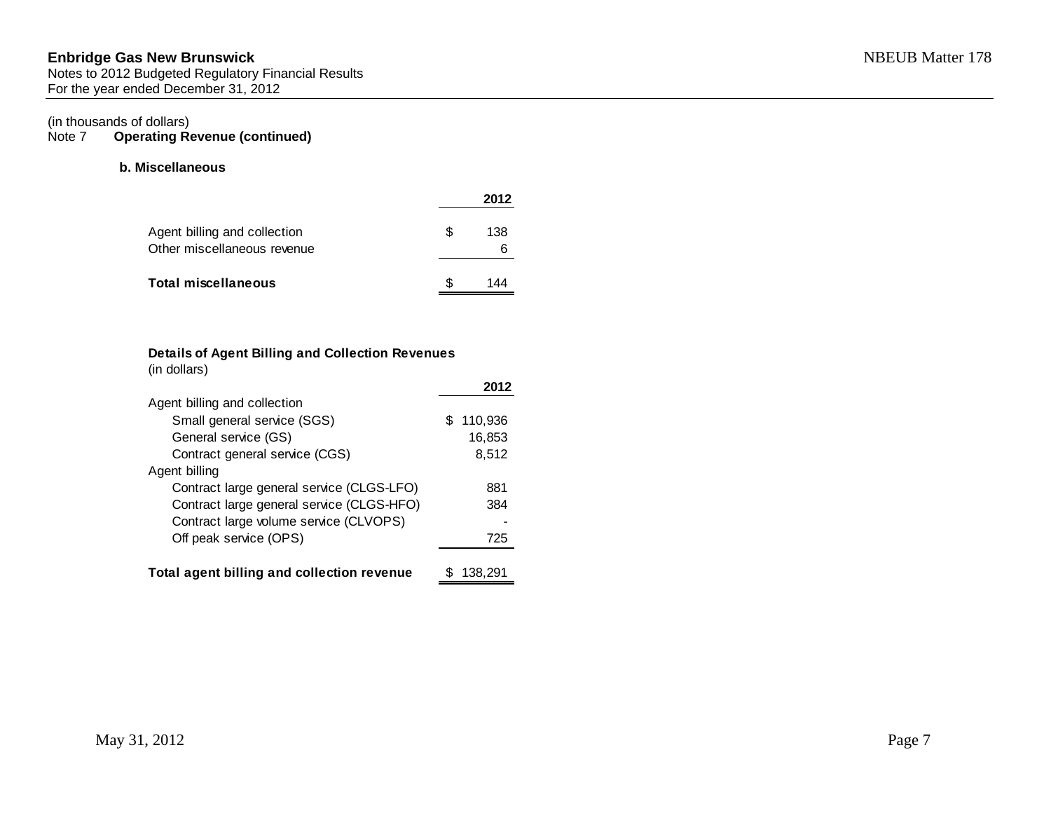**Enbridge Gas New Brunswick**
Notes to 2012 Budgeted Regulatory Financial Results
For the year ended December 31, 2012

NBEUB Matter 178

(in thousands of dollars)

Note 7 **Operating Revenue (continued)**

**b. Miscellaneous**

| | 2012 |
|---|---|
| Agent billing and collection | $ 138 |
| Other miscellaneous revenue | 6 |
| **Total miscellaneous** | $ 144 |

**Details of Agent Billing and Collection Revenues**
(in dollars)

| | 2012 |
|---|---|
| Agent billing and collection | |
| Small general service (SGS) | $ 110,936 |
| General service (GS) | 16,853 |
| Contract general service (CGS) | 8,512 |
| Agent billing | |
| Contract large general service (CLGS-LFO) | 881 |
| Contract large general service (CLGS-HFO) | 384 |
| Contract large volume service (CLVOPS) | - |
| Off peak service (OPS) | 725 |
| **Total agent billing and collection revenue** | $ 138,291 |

May 31, 2012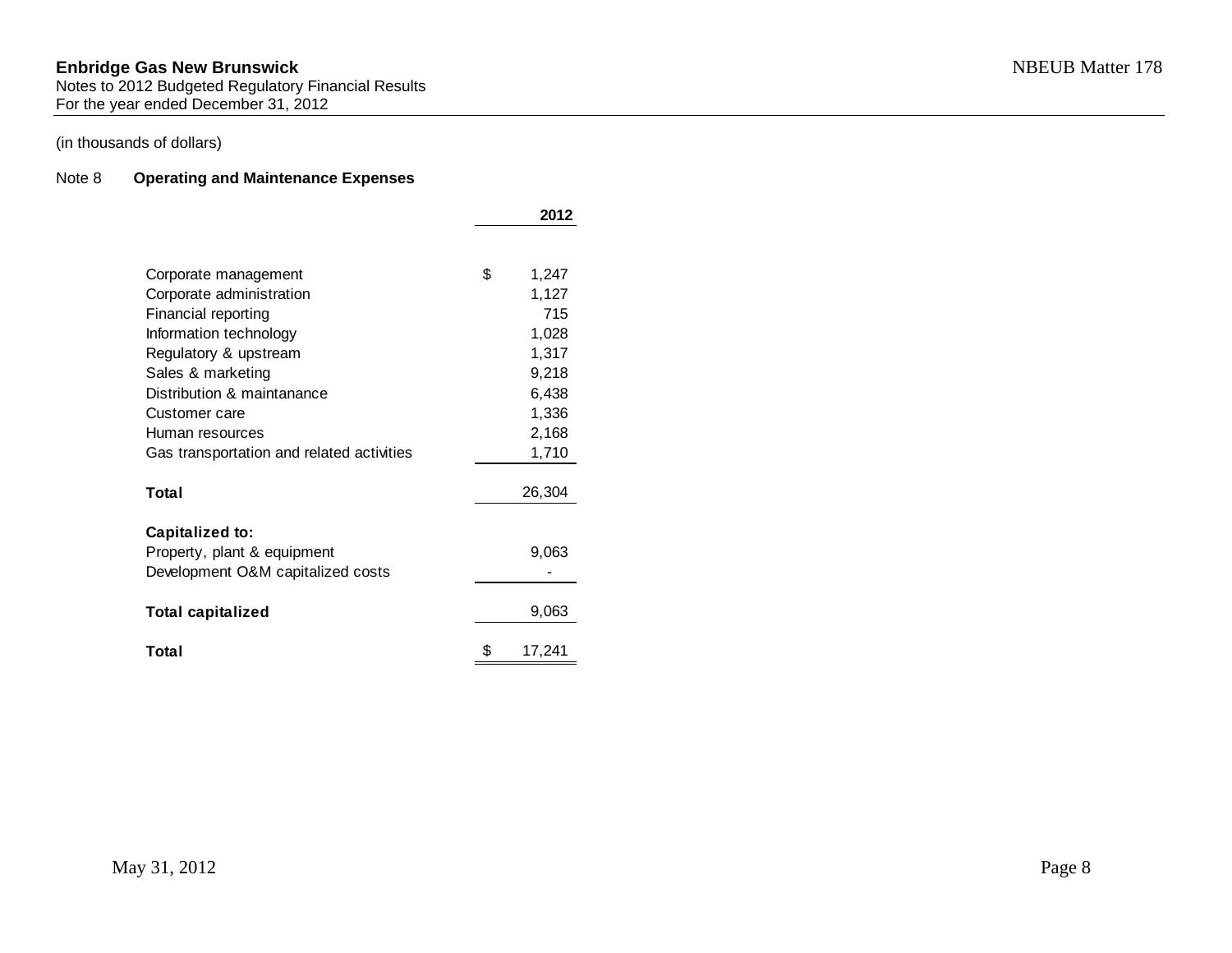**Enbridge Gas New Brunswick**
Notes to 2012 Budgeted Regulatory Financial Results
For the year ended December 31, 2012

NBEUB Matter 178

(in thousands of dollars)

Note 8 **Operating and Maintenance Expenses**

| | **2012** |
|---|---|
| Corporate management | $ 1,247 |
| Corporate administration | 1,127 |
| Financial reporting | 715 |
| Information technology | 1,028 |
| Regulatory & upstream | 1,317 |
| Sales & marketing | 9,218 |
| Distribution & maintanance | 6,438 |
| Customer care | 1,336 |
| Human resources | 2,168 |
| Gas transportation and related activities | 1,710 |
| **Total** | 26,304 |
| **Capitalized to:** | |
| Property, plant & equipment | 9,063 |
| Development O&M capitalized costs | - |
| **Total capitalized** | 9,063 |
| **Total** | $ 17,241 |

May 31, 2012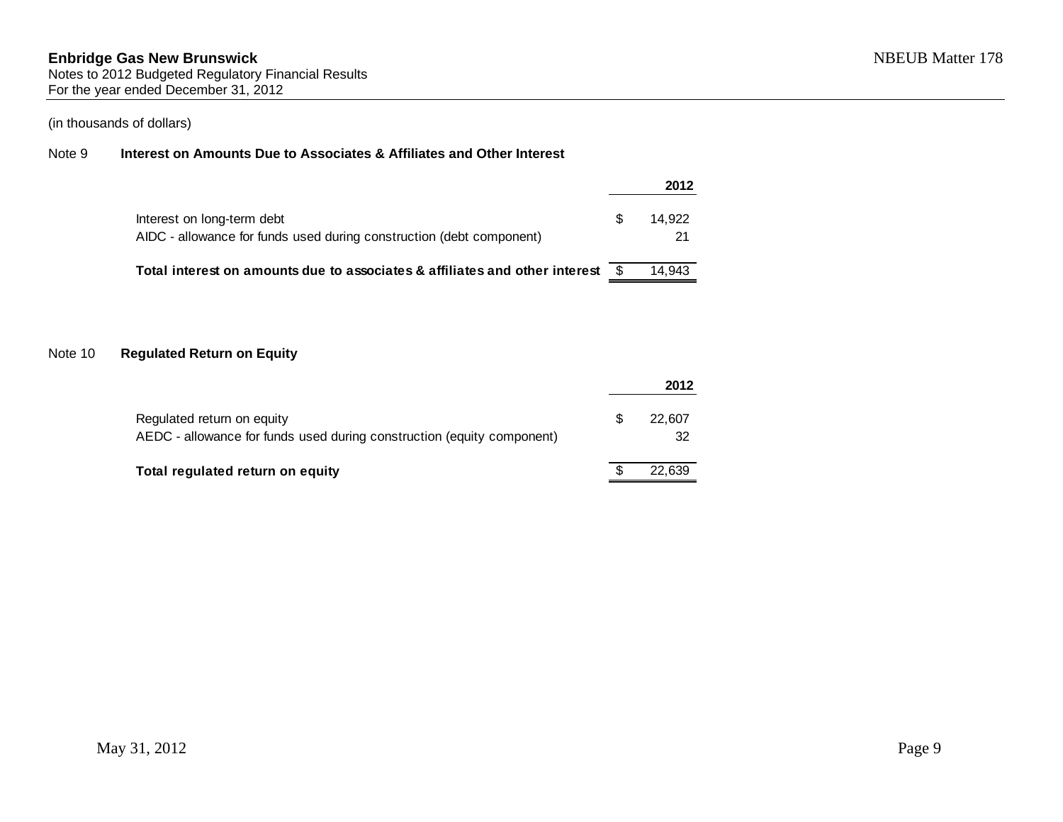(in thousands of dollars)

### Note 9 Interest on Amounts Due to Associates & Affiliates and Other Interest

| | | 2012 |
|---|---|---|
| Interest on long-term debt | $ | 14,922 |
| AIDC - allowance for funds used during construction (debt component) | | 21 |
| **Total interest on amounts due to associates & affiliates and other interest** | $ | 14,943 |

### Note 10 Regulated Return on Equity

| | | 2012 |
|---|---|---|
| Regulated return on equity | $ | 22,607 |
| AEDC - allowance for funds used during construction (equity component) | | 32 |
| **Total regulated return on equity** | $ | 22,639 |

May 31, 2012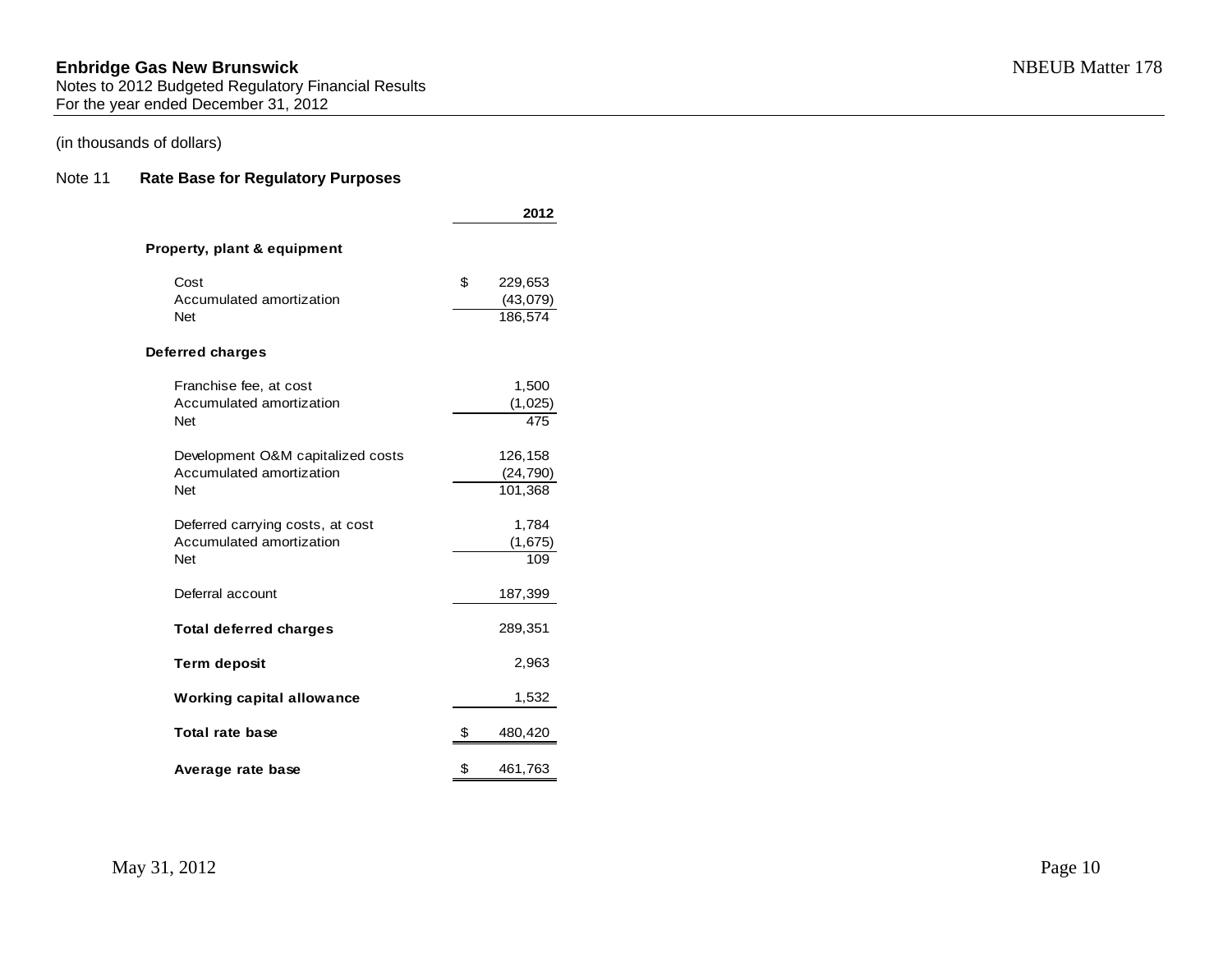**Enbridge Gas New Brunswick**
Notes to 2012 Budgeted Regulatory Financial Results
For the year ended December 31, 2012

NBEUB Matter 178

(in thousands of dollars)

## Note 11 Rate Base for Regulatory Purposes

| | 2012 |
|---|---|
| **Property, plant & equipment** | |
| Cost | $ 229,653 |
| Accumulated amortization | (43,079) |
| Net | 186,574 |
| **Deferred charges** | |
| Franchise fee, at cost | 1,500 |
| Accumulated amortization | (1,025) |
| Net | 475 |
| Development O&M capitalized costs | 126,158 |
| Accumulated amortization | (24,790) |
| Net | 101,368 |
| Deferred carrying costs, at cost | 1,784 |
| Accumulated amortization | (1,675) |
| Net | 109 |
| Deferral account | 187,399 |
| **Total deferred charges** | 289,351 |
| **Term deposit** | 2,963 |
| **Working capital allowance** | 1,532 |
| **Total rate base** | $ 480,420 |
| **Average rate base** | $ 461,763 |

May 31, 2012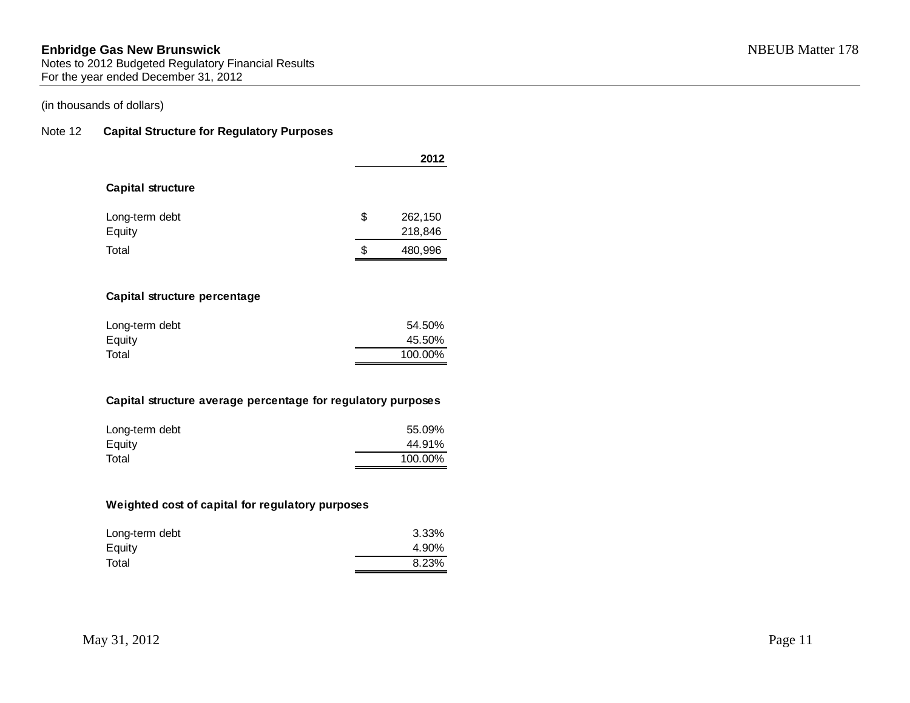**Enbridge Gas New Brunswick**
Notes to 2012 Budgeted Regulatory Financial Results
For the year ended December 31, 2012

(in thousands of dollars)

## Note 12 Capital Structure for Regulatory Purposes

| | 2012 |
|---|---|
| **Capital structure** | |
| Long-term debt | $ 262,150 |
| Equity | 218,846 |
| Total | $ 480,996 |
| **Capital structure percentage** | |
| Long-term debt | 54.50% |
| Equity | 45.50% |
| Total | 100.00% |
| **Capital structure average percentage for regulatory purposes** | |
| Long-term debt | 55.09% |
| Equity | 44.91% |
| Total | 100.00% |
| **Weighted cost of capital for regulatory purposes** | |
| Long-term debt | 3.33% |
| Equity | 4.90% |
| Total | 8.23% |

May 31, 2012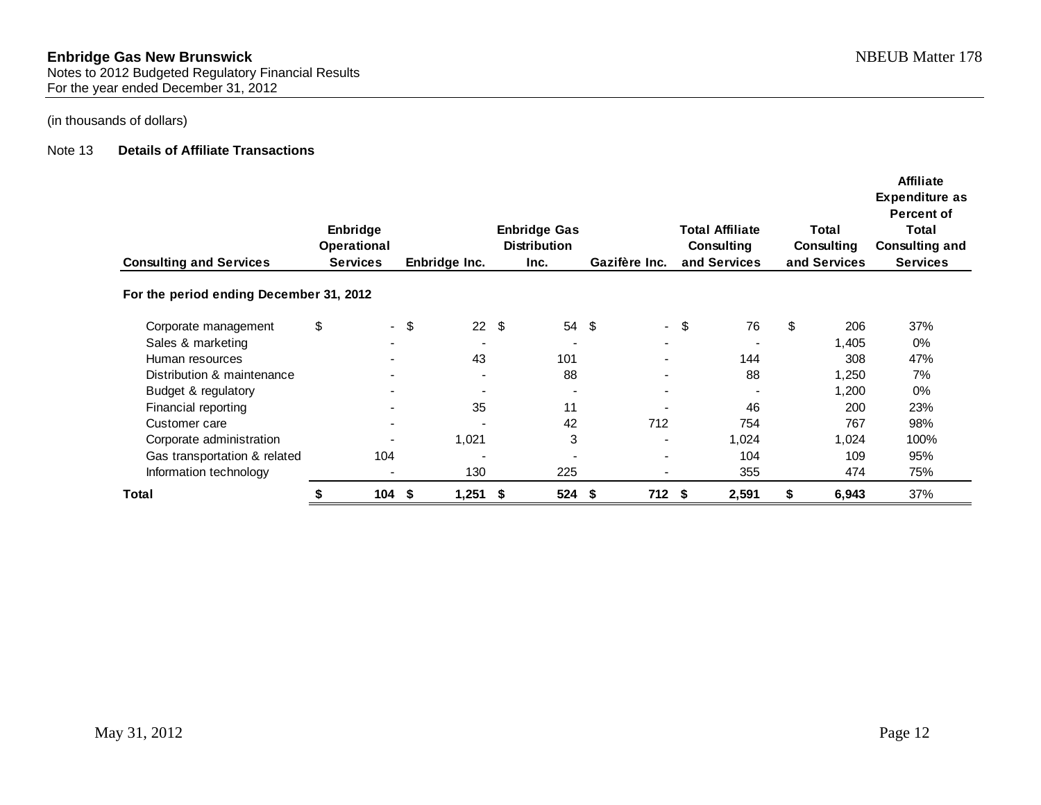**Enbridge Gas New Brunswick**
Notes to 2012 Budgeted Regulatory Financial Results
For the year ended December 31, 2012

NBEUB Matter 178

(in thousands of dollars)

Note 13 **Details of Affiliate Transactions**

| Consulting and Services | Enbridge Operational Services | Enbridge Inc. | Enbridge Gas Distribution Inc. | Gazifère Inc. | Total Affiliate Consulting and Services | Total Consulting and Services | Affiliate Expenditure as Percent of Total Consulting and Services |
|---|---|---|---|---|---|---|---|
| **For the period ending December 31, 2012** | | | | | | | |
| Corporate management | $ - | $ 22 | $ 54 | $ - | $ 76 | $ 206 | 37% |
| Sales & marketing | - | - | - | - | - | 1,405 | 0% |
| Human resources | - | 43 | 101 | - | 144 | 308 | 47% |
| Distribution & maintenance | - | - | 88 | - | 88 | 1,250 | 7% |
| Budget & regulatory | - | - | - | - | - | 1,200 | 0% |
| Financial reporting | - | 35 | 11 | - | 46 | 200 | 23% |
| Customer care | - | - | 42 | 712 | 754 | 767 | 98% |
| Corporate administration | - | 1,021 | 3 | - | 1,024 | 1,024 | 100% |
| Gas transportation & related | 104 | - | - | - | 104 | 109 | 95% |
| Information technology | - | 130 | 225 | - | 355 | 474 | 75% |
| **Total** | **$ 104** | **$ 1,251** | **$ 524** | **$ 712** | **$ 2,591** | **$ 6,943** | 37% |

May 31, 2012